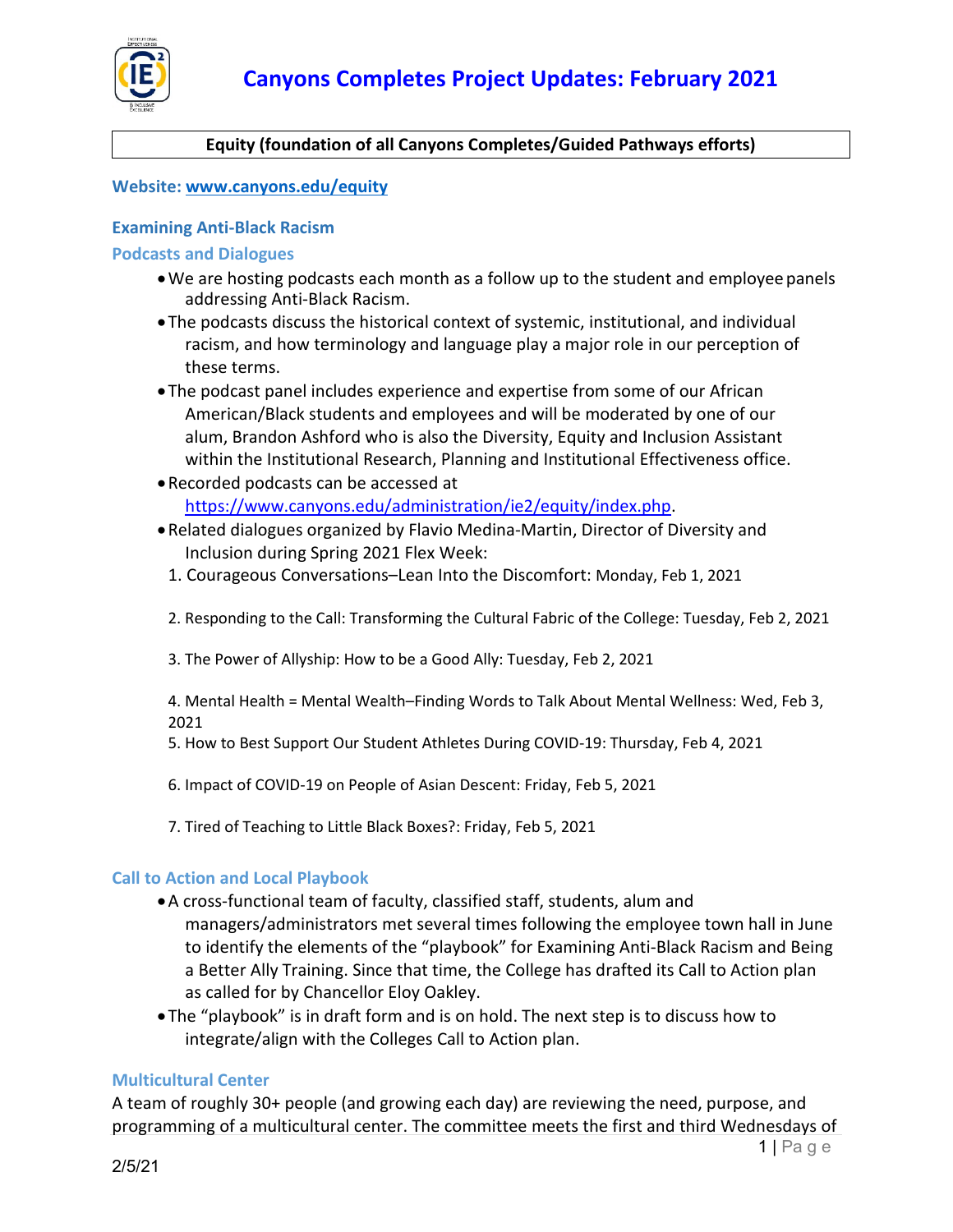# Canyons Completes Project Updates: February 2021

## Equity (foundation of all Canyons Completes/Guided Pathways efforts)

**Website: [www.canyons.edu/equity](www.canyons.edu/equity)**

### Examining Anti-Black Racism

#### Podcasts and Dialogues

- We are hosting podcasts each month as a follow up to the student and employee panels addressing Anti-Black Racism.
- The podcasts discuss the historical context of systemic, institutional, and individual racism, and how terminology and language play a major role in our perception of these terms.
- The podcast panel includes experience and expertise from some of our African American/Black students and employees and will be moderated by one of our alum, Brandon Ashford who is also the Diversity, Equity and Inclusion Assistant within the Institutional Research, Planning and Institutional Effectiveness office.
- Recorded podcasts can be accessed at [https://www.canyons.edu/administration/ie2/equity/index.php](https://www.canyons.edu/administration/ie2/equity/index.php).
- Related dialogues organized by Flavio Medina-Martin, Director of Diversity and Inclusion during Spring 2021 Flex Week:
  1. Courageous Conversations–Lean Into the Discomfort: Monday, Feb 1, 2021
  2. Responding to the Call: Transforming the Cultural Fabric of the College: Tuesday, Feb 2, 2021
  3. The Power of Allyship: How to be a Good Ally: Tuesday, Feb 2, 2021
  4. Mental Health = Mental Wealth–Finding Words to Talk About Mental Wellness: Wed, Feb 3, 2021
  5. How to Best Support Our Student Athletes During COVID-19: Thursday, Feb 4, 2021
  6. Impact of COVID-19 on People of Asian Descent: Friday, Feb 5, 2021
  7. Tired of Teaching to Little Black Boxes?: Friday, Feb 5, 2021

#### Call to Action and Local Playbook

- A cross-functional team of faculty, classified staff, students, alum and managers/administrators met several times following the employee town hall in June to identify the elements of the "playbook" for Examining Anti-Black Racism and Being a Better Ally Training. Since that time, the College has drafted its Call to Action plan as called for by Chancellor Eloy Oakley.
- The "playbook" is in draft form and is on hold. The next step is to discuss how to integrate/align with the Colleges Call to Action plan.

#### Multicultural Center

A team of roughly 30+ people (and growing each day) are reviewing the need, purpose, and programming of a multicultural center. The committee meets the first and third Wednesdays of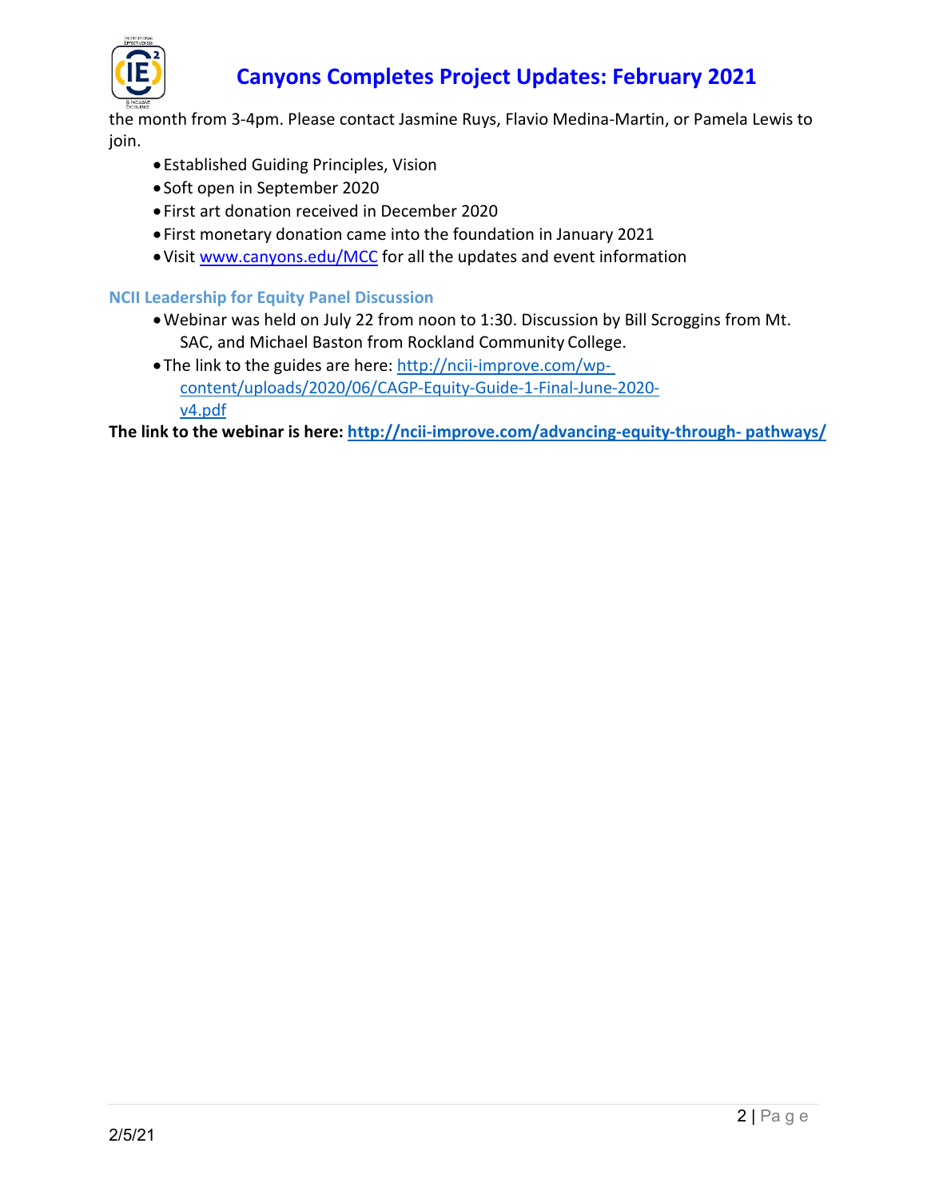the month from 3-4pm. Please contact Jasmine Ruys, Flavio Medina-Martin, or Pamela Lewis to join.

- Established Guiding Principles, Vision
- Soft open in September 2020
- First art donation received in December 2020
- First monetary donation came into the foundation in January 2021
- Visit [www.canyons.edu/MCC](www.canyons.edu/MCC) for all the updates and event information

### NCII Leadership for Equity Panel Discussion

- Webinar was held on July 22 from noon to 1:30. Discussion by Bill Scroggins from Mt. SAC, and Michael Baston from Rockland Community College.
- The link to the guides are here: [http://ncii-improve.com/wp-content/uploads/2020/06/CAGP-Equity-Guide-1-Final-June-2020-v4.pdf](http://ncii-improve.com/wp-content/uploads/2020/06/CAGP-Equity-Guide-1-Final-June-2020-v4.pdf)

**The link to the webinar is here: [http://ncii-improve.com/advancing-equity-through-pathways/](http://ncii-improve.com/advancing-equity-through-pathways/)**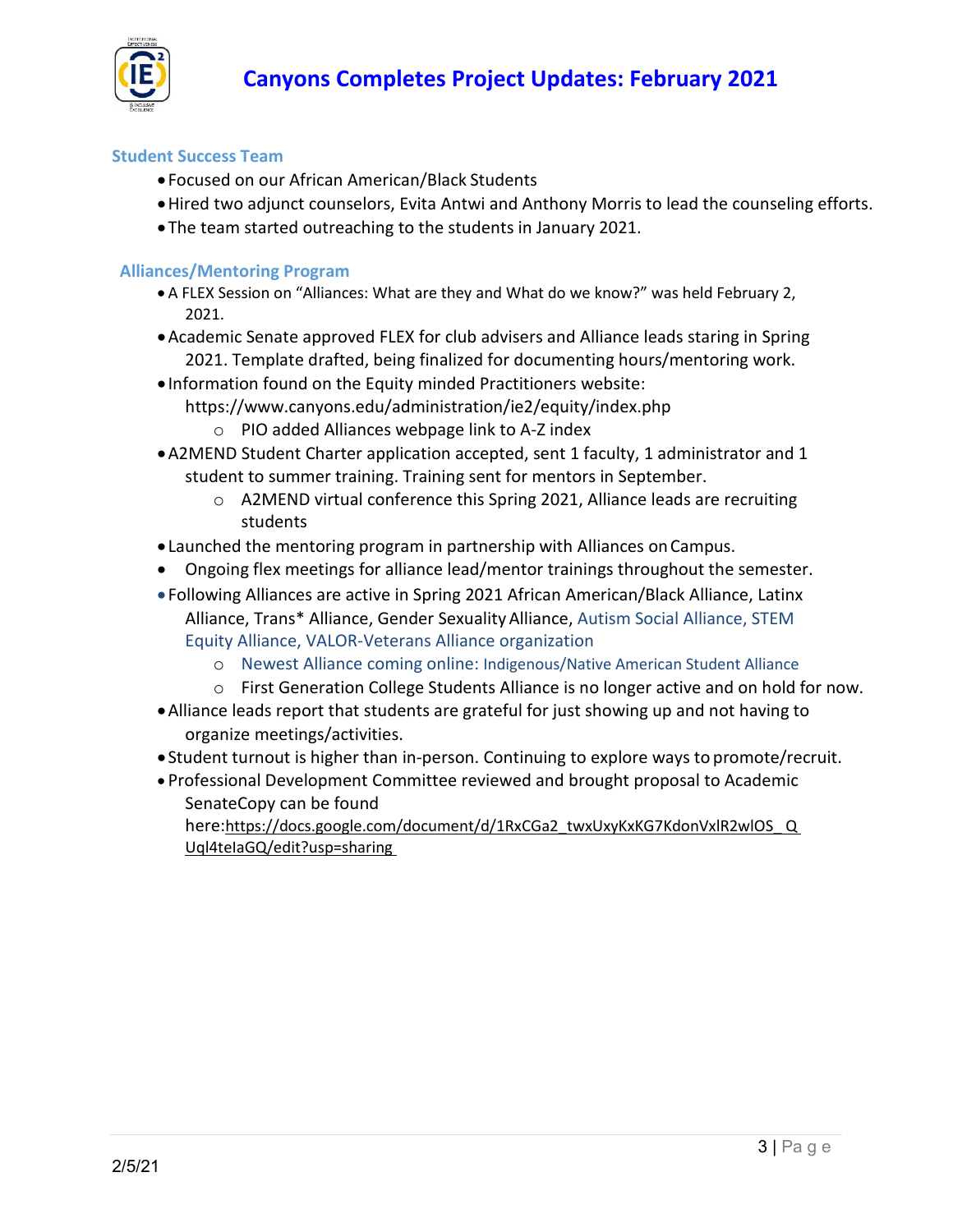## Student Success Team

- Focused on our African American/Black Students
- Hired two adjunct counselors, Evita Antwi and Anthony Morris to lead the counseling efforts.
- The team started outreaching to the students in January 2021.

## Alliances/Mentoring Program

- A FLEX Session on "Alliances: What are they and What do we know?" was held February 2, 2021.
- Academic Senate approved FLEX for club advisers and Alliance leads staring in Spring 2021. Template drafted, being finalized for documenting hours/mentoring work.
- Information found on the Equity minded Practitioners website: https://www.canyons.edu/administration/ie2/equity/index.php
    - PIO added Alliances webpage link to A-Z index
- A2MEND Student Charter application accepted, sent 1 faculty, 1 administrator and 1 student to summer training. Training sent for mentors in September.
    - A2MEND virtual conference this Spring 2021, Alliance leads are recruiting students
- Launched the mentoring program in partnership with Alliances on Campus.
- Ongoing flex meetings for alliance lead/mentor trainings throughout the semester.
- Following Alliances are active in Spring 2021 African American/Black Alliance, Latinx Alliance, Trans* Alliance, Gender Sexuality Alliance, Autism Social Alliance, STEM Equity Alliance, VALOR-Veterans Alliance organization
    - Newest Alliance coming online: Indigenous/Native American Student Alliance
    - First Generation College Students Alliance is no longer active and on hold for now.
- Alliance leads report that students are grateful for just showing up and not having to organize meetings/activities.
- Student turnout is higher than in-person. Continuing to explore ways to promote/recruit.
- Professional Development Committee reviewed and brought proposal to Academic SenateCopy can be found here:https://docs.google.com/document/d/1RxCGa2_twxUxyKxKG7KdonVxlR2wlOS_QUql4teIaGQ/edit?usp=sharing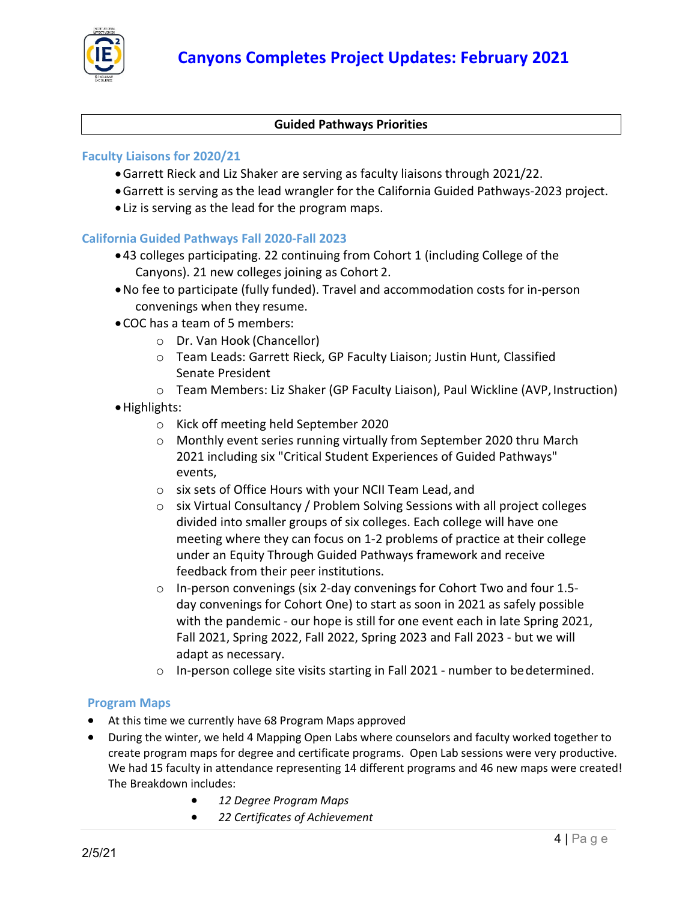**Guided Pathways Priorities**

### Faculty Liaisons for 2020/21

- Garrett Rieck and Liz Shaker are serving as faculty liaisons through 2021/22.
- Garrett is serving as the lead wrangler for the California Guided Pathways-2023 project.
- Liz is serving as the lead for the program maps.

### California Guided Pathways Fall 2020-Fall 2023

- 43 colleges participating. 22 continuing from Cohort 1 (including College of the Canyons). 21 new colleges joining as Cohort 2.
- No fee to participate (fully funded). Travel and accommodation costs for in-person convenings when they resume.
- COC has a team of 5 members:
  - Dr. Van Hook (Chancellor)
  - Team Leads: Garrett Rieck, GP Faculty Liaison; Justin Hunt, Classified Senate President
  - Team Members: Liz Shaker (GP Faculty Liaison), Paul Wickline (AVP, Instruction)
- Highlights:
  - Kick off meeting held September 2020
  - Monthly event series running virtually from September 2020 thru March 2021 including six "Critical Student Experiences of Guided Pathways" events,
  - six sets of Office Hours with your NCII Team Lead, and
  - six Virtual Consultancy / Problem Solving Sessions with all project colleges divided into smaller groups of six colleges. Each college will have one meeting where they can focus on 1-2 problems of practice at their college under an Equity Through Guided Pathways framework and receive feedback from their peer institutions.
  - In-person convenings (six 2-day convenings for Cohort Two and four 1.5-day convenings for Cohort One) to start as soon in 2021 as safely possible with the pandemic - our hope is still for one event each in late Spring 2021, Fall 2021, Spring 2022, Fall 2022, Spring 2023 and Fall 2023 - but we will adapt as necessary.
  - In-person college site visits starting in Fall 2021 - number to be determined.

### Program Maps

- At this time we currently have 68 Program Maps approved
- During the winter, we held 4 Mapping Open Labs where counselors and faculty worked together to create program maps for degree and certificate programs. Open Lab sessions were very productive. We had 15 faculty in attendance representing 14 different programs and 46 new maps were created! The Breakdown includes:
  - *12 Degree Program Maps*
  - *22 Certificates of Achievement*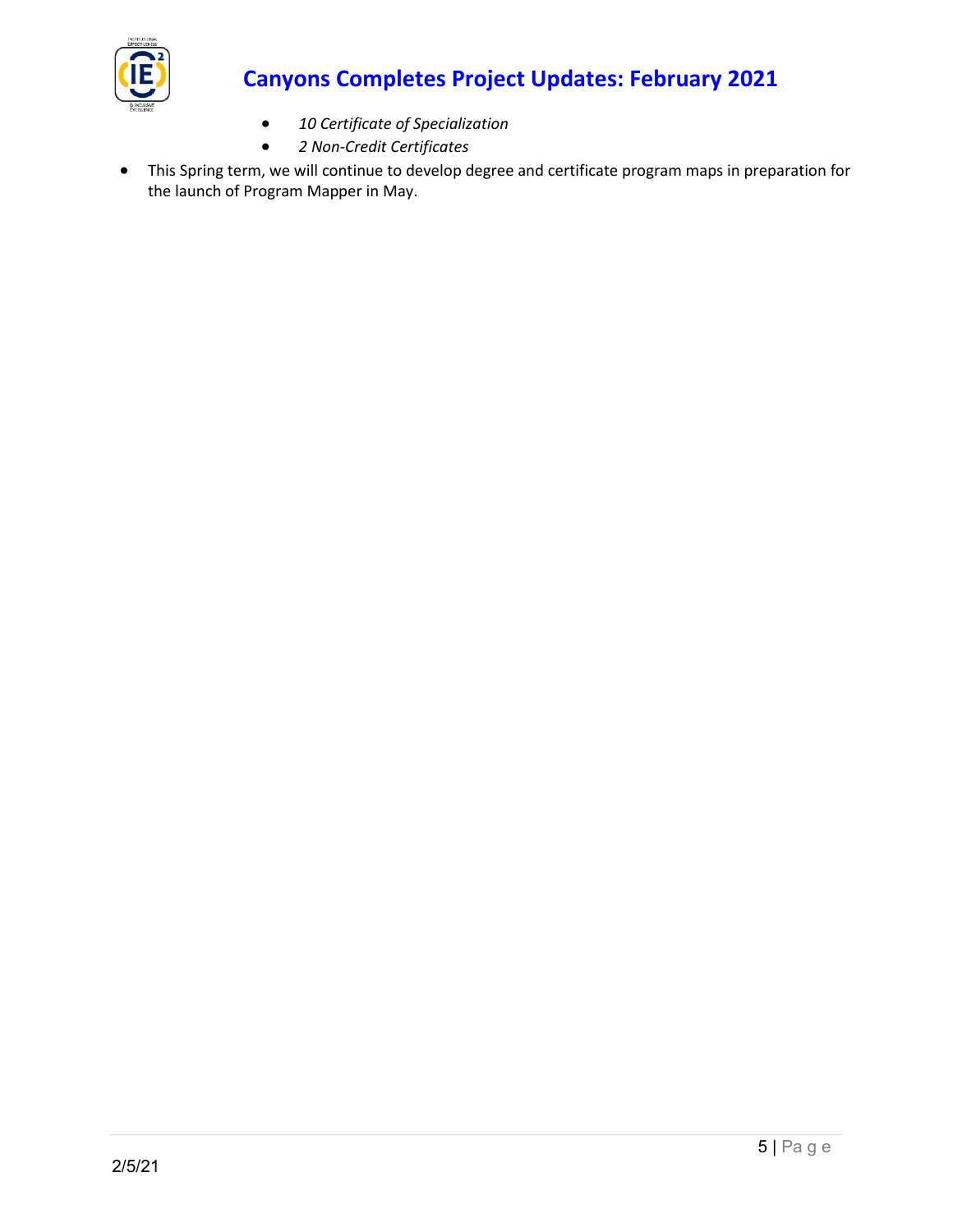- *10 Certificate of Specialization*
  - *2 Non-Credit Certificates*
- This Spring term, we will continue to develop degree and certificate program maps in preparation for the launch of Program Mapper in May.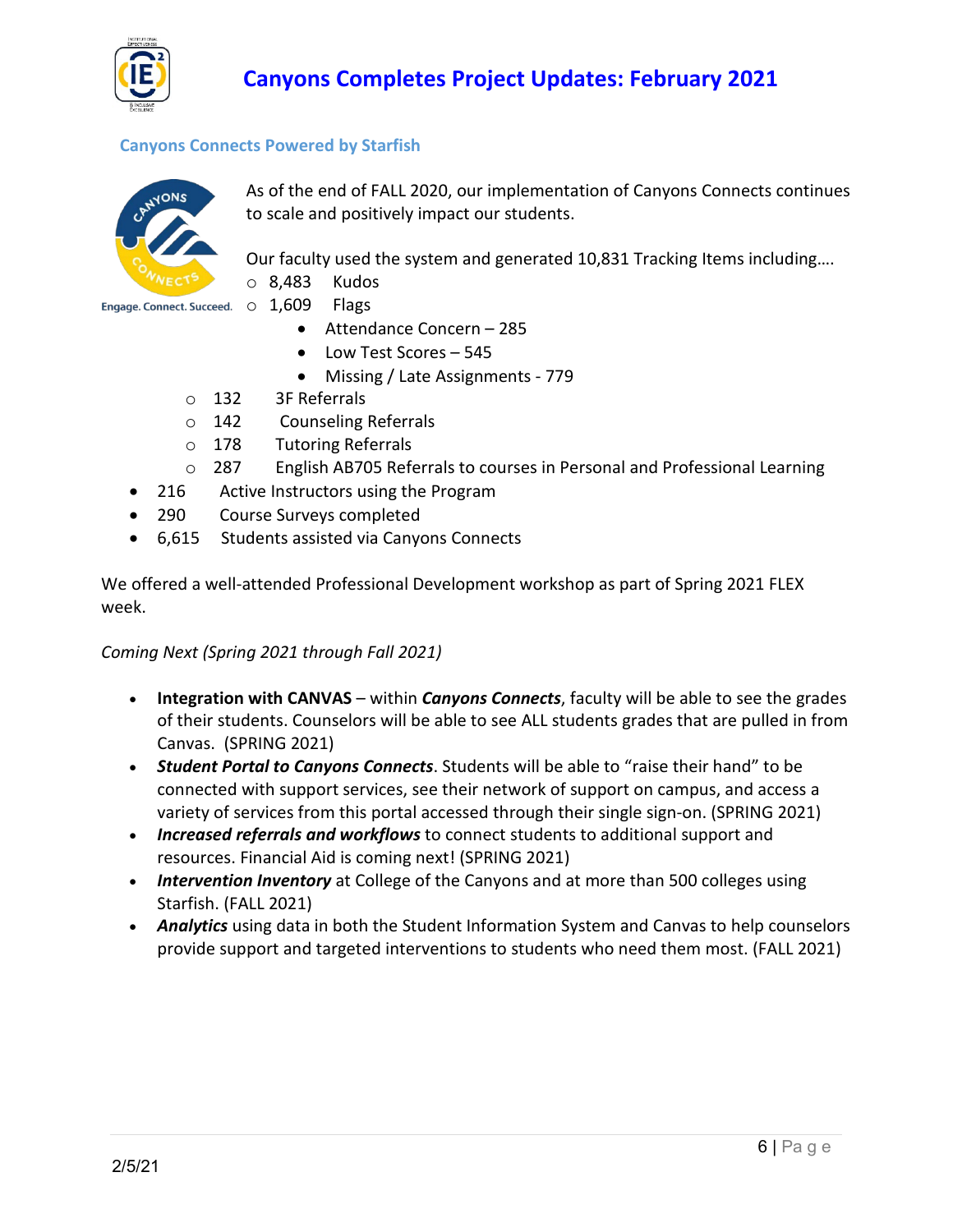# Canyons Completes Project Updates: February 2021

## Canyons Connects Powered by Starfish

Engage. Connect. Succeed.

As of the end of FALL 2020, our implementation of Canyons Connects continues to scale and positively impact our students.

Our faculty used the system and generated 10,831 Tracking Items including….

- 8,483 Kudos
- 1,609 Flags
  - Attendance Concern – 285
  - Low Test Scores – 545
  - Missing / Late Assignments - 779
- 132 3F Referrals
- 142 Counseling Referrals
- 178 Tutoring Referrals
- 287 English AB705 Referrals to courses in Personal and Professional Learning

- 216 Active Instructors using the Program
- 290 Course Surveys completed
- 6,615 Students assisted via Canyons Connects

We offered a well-attended Professional Development workshop as part of Spring 2021 FLEX week.

*Coming Next (Spring 2021 through Fall 2021)*

- **Integration with CANVAS** – within ***Canyons Connects***, faculty will be able to see the grades of their students. Counselors will be able to see ALL students grades that are pulled in from Canvas. (SPRING 2021)
- ***Student Portal to Canyons Connects***. Students will be able to "raise their hand" to be connected with support services, see their network of support on campus, and access a variety of services from this portal accessed through their single sign-on. (SPRING 2021)
- ***Increased referrals and workflows*** to connect students to additional support and resources. Financial Aid is coming next! (SPRING 2021)
- ***Intervention Inventory*** at College of the Canyons and at more than 500 colleges using Starfish. (FALL 2021)
- ***Analytics*** using data in both the Student Information System and Canvas to help counselors provide support and targeted interventions to students who need them most. (FALL 2021)

2/5/21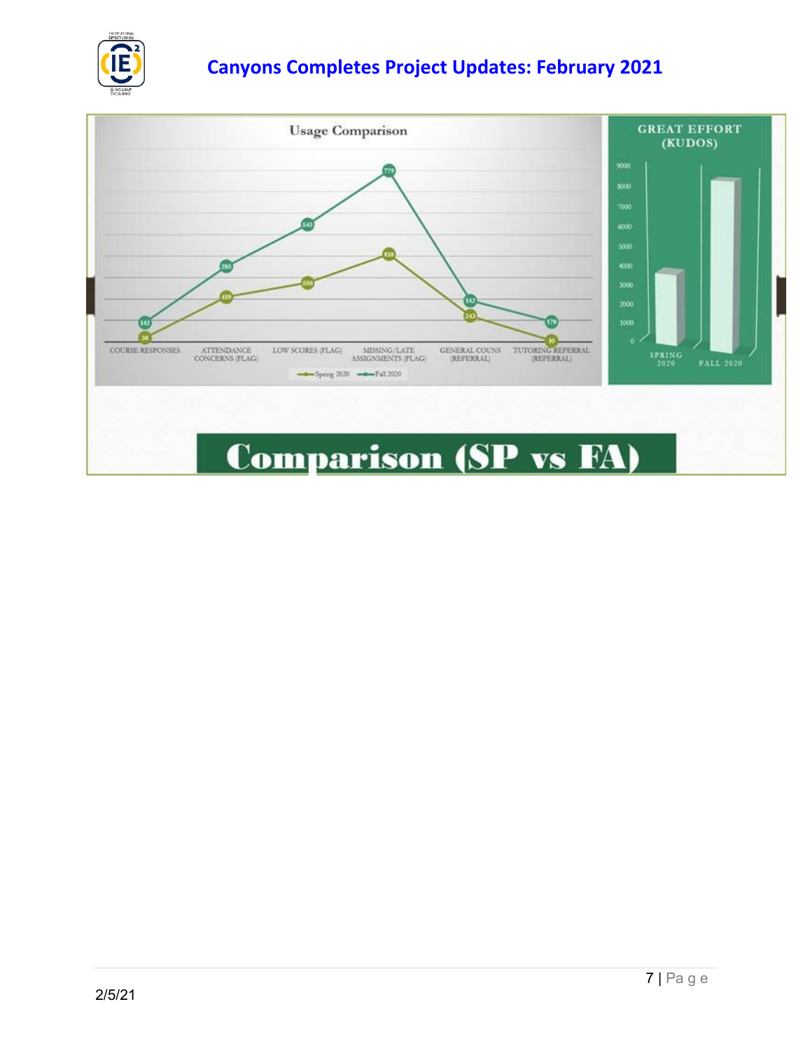Usage Comparison

| | Course Responses | Attendance Concerns (Flag) | Low Scores (Flag) | Missing/Late Assignments (Flag) | General Couns (Referral) | Tutoring Referral (Referral) |
|---|---|---|---|---|---|---|
| Spring 2020 | 38 | 419 | 550 | 818 | 243 | 50 |
| Fall 2020 | 142 | 285 | 545 | 779 | 142 | 178 |

GREAT EFFORT (KUDOS)

SPRING 2020

FALL 2020

# Comparison (SP vs FA)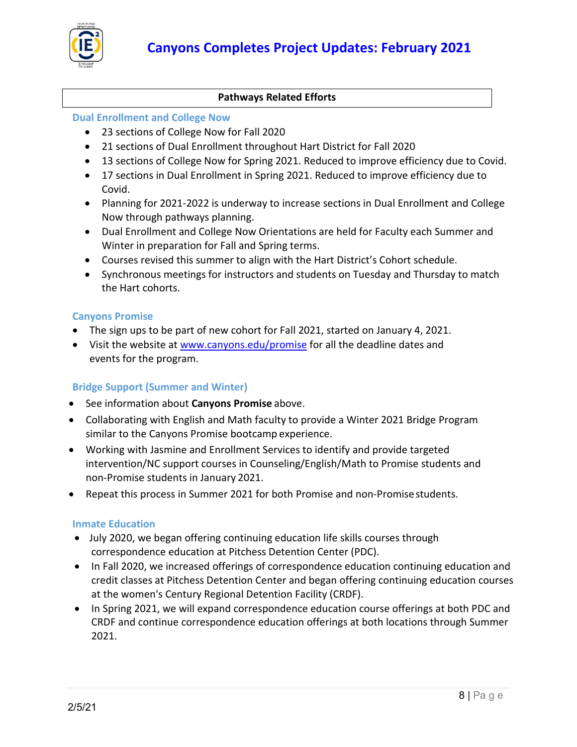# Canyons Completes Project Updates: February 2021

## Pathways Related Efforts

### Dual Enrollment and College Now

- 23 sections of College Now for Fall 2020
- 21 sections of Dual Enrollment throughout Hart District for Fall 2020
- 13 sections of College Now for Spring 2021. Reduced to improve efficiency due to Covid.
- 17 sections in Dual Enrollment in Spring 2021. Reduced to improve efficiency due to Covid.
- Planning for 2021-2022 is underway to increase sections in Dual Enrollment and College Now through pathways planning.
- Dual Enrollment and College Now Orientations are held for Faculty each Summer and Winter in preparation for Fall and Spring terms.
- Courses revised this summer to align with the Hart District's Cohort schedule.
- Synchronous meetings for instructors and students on Tuesday and Thursday to match the Hart cohorts.

### Canyons Promise

- The sign ups to be part of new cohort for Fall 2021, started on January 4, 2021.
- Visit the website at www.canyons.edu/promise for all the deadline dates and events for the program.

### Bridge Support (Summer and Winter)

- See information about **Canyons Promise** above.
- Collaborating with English and Math faculty to provide a Winter 2021 Bridge Program similar to the Canyons Promise bootcamp experience.
- Working with Jasmine and Enrollment Services to identify and provide targeted intervention/NC support courses in Counseling/English/Math to Promise students and non-Promise students in January 2021.
- Repeat this process in Summer 2021 for both Promise and non-Promise students.

### Inmate Education

- July 2020, we began offering continuing education life skills courses through correspondence education at Pitchess Detention Center (PDC).
- In Fall 2020, we increased offerings of correspondence education continuing education and credit classes at Pitchess Detention Center and began offering continuing education courses at the women's Century Regional Detention Facility (CRDF).
- In Spring 2021, we will expand correspondence education course offerings at both PDC and CRDF and continue correspondence education offerings at both locations through Summer 2021.